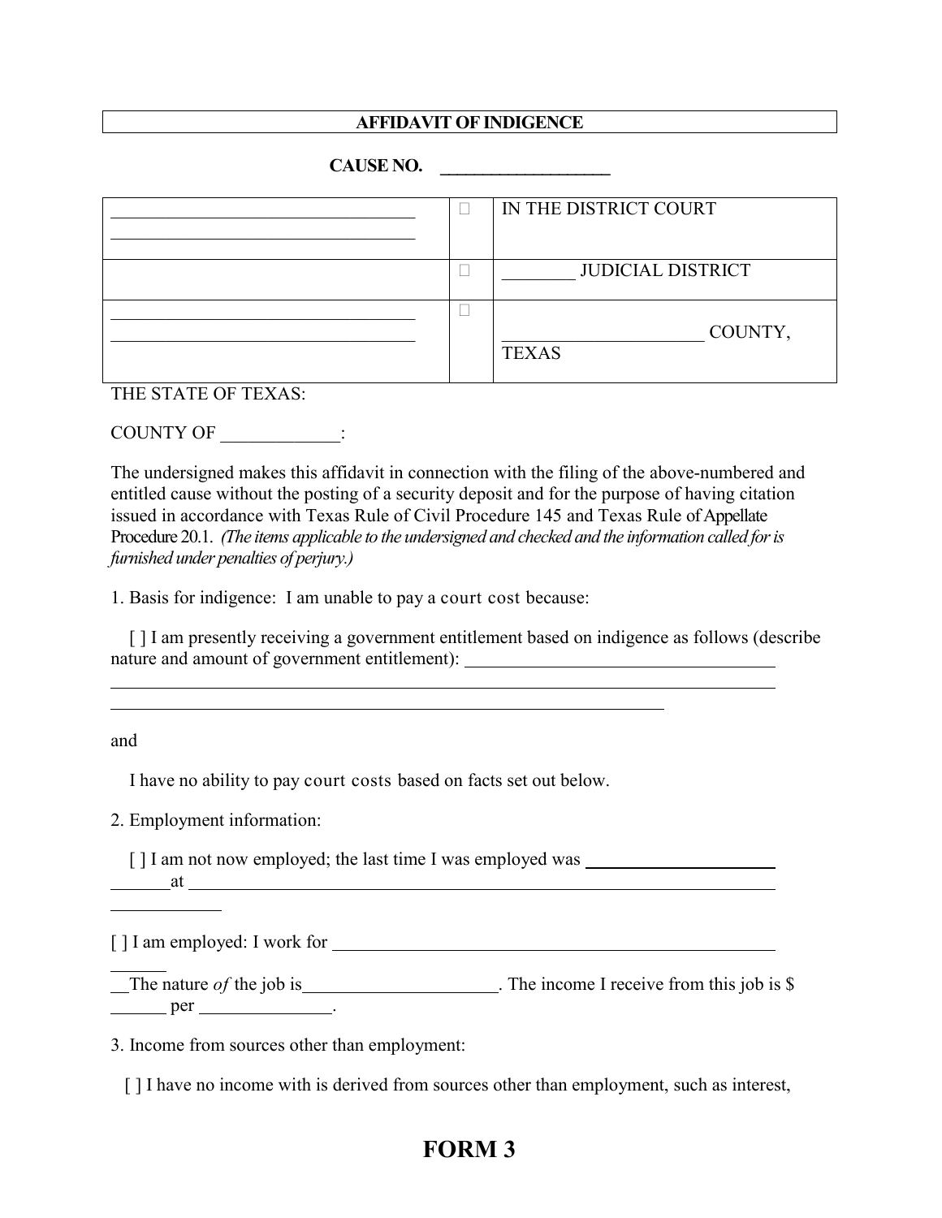**AFFIDAVIT OF INDIGENCE**

**CAUSE NO. ___________________**

| | | |
|---|---|---|
| ___________________________________ ___________________________________ | □ | IN THE DISTRICT COURT |
| | □ | ________ JUDICIAL DISTRICT |
| ___________________________________ ___________________________________ | □ | _____________________ COUNTY, TEXAS |

THE STATE OF TEXAS:

COUNTY OF _____________:

The undersigned makes this affidavit in connection with the filing of the above-numbered and entitled cause without the posting of a security deposit and for the purpose of having citation issued in accordance with Texas Rule of Civil Procedure 145 and Texas Rule of Appellate Procedure 20.1. *(The items applicable to the undersigned and checked and the information called for is furnished under penalties of perjury.)*

1. Basis for indigence: I am unable to pay a court cost because:

[ ] I am presently receiving a government entitlement based on indigence as follows (describe nature and amount of government entitlement): ___________________________________
___________________________________________________________________________
_______________________________________________________________

and

I have no ability to pay court costs based on facts set out below.

2. Employment information:

[ ] I am not now employed; the last time I was employed was _____________________ _______at _____________________________________________________________________ ____________

[ ] I am employed: I work for _________________________________________________ ______

__The nature *of* the job is_____________________. The income I receive from this job is $ ______ per ______________.

3. Income from sources other than employment:

[ ] I have no income with is derived from sources other than employment, such as interest,

**FORM 3**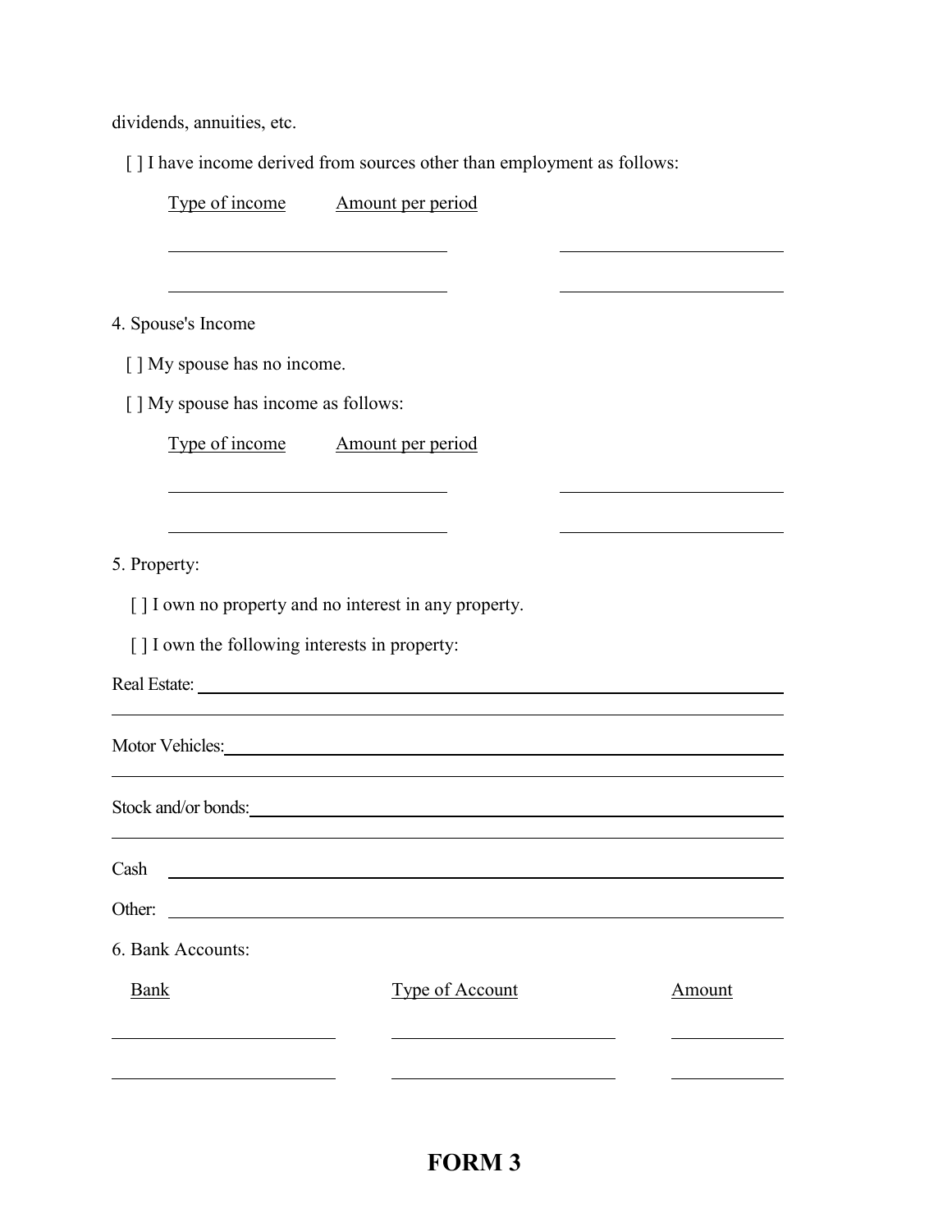dividends, annuities, etc.

[ ] I have income derived from sources other than employment as follows:

| Type of income | Amount per period |
|---|---|
| ______________________ | ________________ |
| ______________________ | ________________ |

4. Spouse's Income

[ ] My spouse has no income.

[ ] My spouse has income as follows:

| Type of income | Amount per period |
|---|---|
| ______________________ | ________________ |
| ______________________ | ________________ |

5. Property:

[ ] I own no property and no interest in any property.

[ ] I own the following interests in property:

Real Estate: ____________________________________________

____________________________________________

Motor Vehicles: ____________________________________________

____________________________________________

Stock and/or bonds: ____________________________________________

____________________________________________

Cash ____________________________________________

Other: ____________________________________________

6. Bank Accounts:

| Bank | Type of Account | Amount |
|---|---|---|
| ________________ | ________________ | ________ |
| ________________ | ________________ | ________ |

**FORM 3**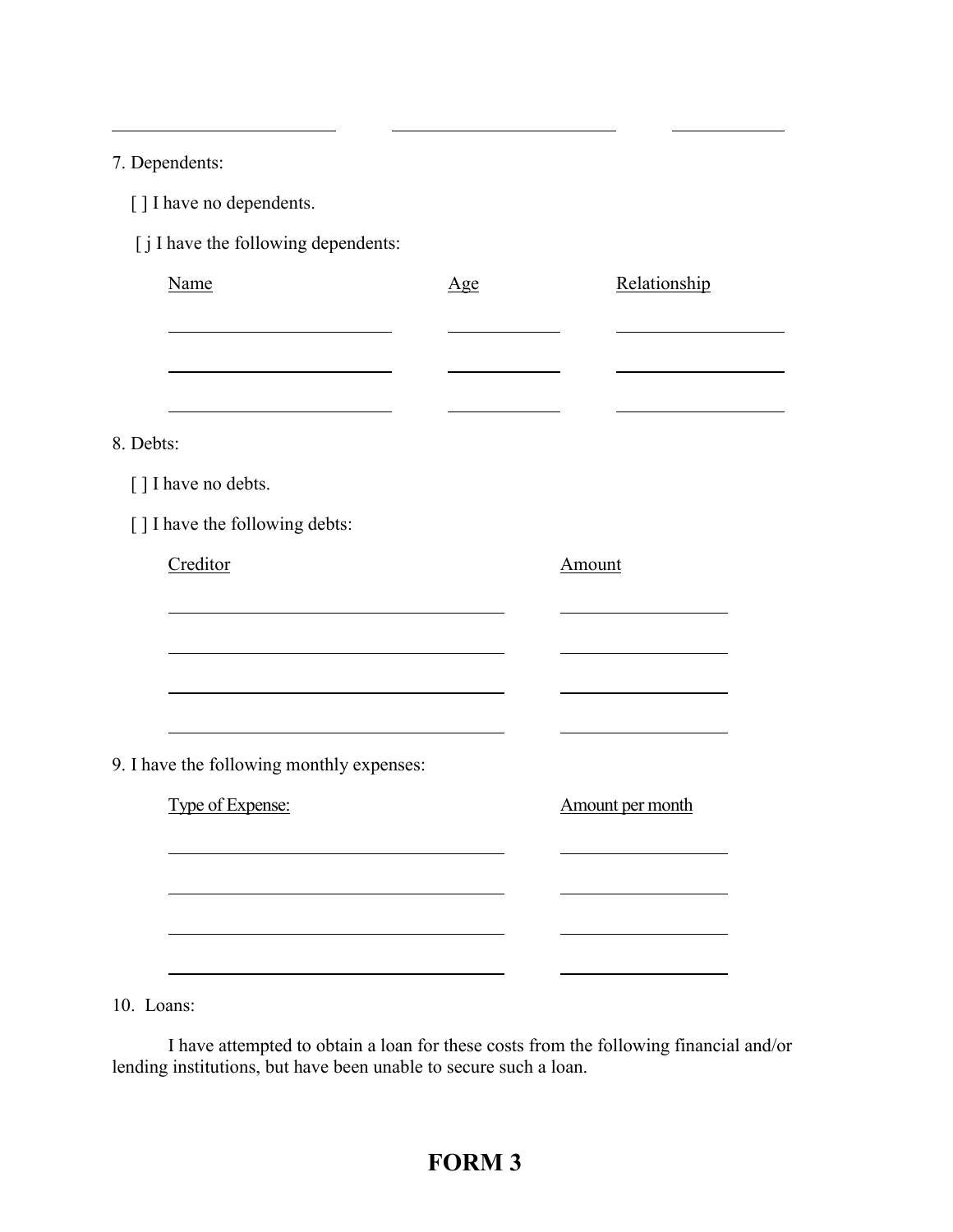7. Dependents:

[ ] I have no dependents.

[ j I have the following dependents:

| Name | Age | Relationship |
| --- | --- | --- |
| | | |
| | | |
| | | |

8. Debts:

[ ] I have no debts.

[ ] I have the following debts:

| Creditor | Amount |
| --- | --- |
| | |
| | |
| | |
| | |

9. I have the following monthly expenses:

| Type of Expense: | Amount per month |
| --- | --- |
| | |
| | |
| | |
| | |

10. Loans:

I have attempted to obtain a loan for these costs from the following financial and/or lending institutions, but have been unable to secure such a loan.

**FORM 3**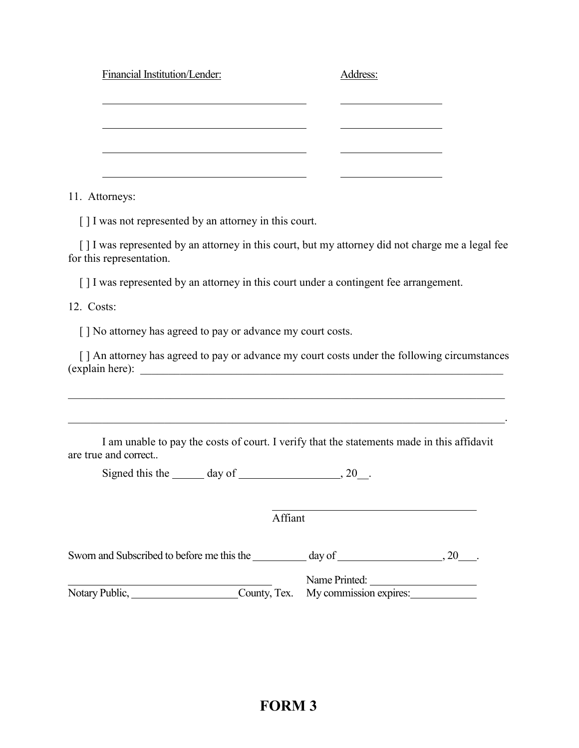| Financial Institution/Lender: | Address: |
| --- | --- |
| \_\_\_\_\_\_\_\_\_\_\_\_\_\_\_\_\_\_\_\_\_\_\_\_\_\_\_\_\_\_\_\_\_\_\_\_\_\_ | \_\_\_\_\_\_\_\_\_\_\_\_\_\_\_\_\_\_\_ |
| \_\_\_\_\_\_\_\_\_\_\_\_\_\_\_\_\_\_\_\_\_\_\_\_\_\_\_\_\_\_\_\_\_\_\_\_\_\_ | \_\_\_\_\_\_\_\_\_\_\_\_\_\_\_\_\_\_\_ |
| \_\_\_\_\_\_\_\_\_\_\_\_\_\_\_\_\_\_\_\_\_\_\_\_\_\_\_\_\_\_\_\_\_\_\_\_\_\_ | \_\_\_\_\_\_\_\_\_\_\_\_\_\_\_\_\_\_\_ |
| \_\_\_\_\_\_\_\_\_\_\_\_\_\_\_\_\_\_\_\_\_\_\_\_\_\_\_\_\_\_\_\_\_\_\_\_\_\_ | \_\_\_\_\_\_\_\_\_\_\_\_\_\_\_\_\_\_\_ |

11. Attorneys:

[ ] I was not represented by an attorney in this court.

[ ] I was represented by an attorney in this court, but my attorney did not charge me a legal fee for this representation.

[ ] I was represented by an attorney in this court under a contingent fee arrangement.

12. Costs:

[ ] No attorney has agreed to pay or advance my court costs.

[ ] An attorney has agreed to pay or advance my court costs under the following circumstances (explain here): \_\_\_\_\_\_\_\_\_\_\_\_\_\_\_\_\_\_\_\_\_\_\_\_\_\_\_\_\_\_\_\_\_\_\_\_\_\_\_\_\_\_\_\_\_\_\_\_\_\_\_\_\_\_\_\_\_\_\_\_\_\_\_\_\_\_

\_\_\_\_\_\_\_\_\_\_\_\_\_\_\_\_\_\_\_\_\_\_\_\_\_\_\_\_\_\_\_\_\_\_\_\_\_\_\_\_\_\_\_\_\_\_\_\_\_\_\_\_\_\_\_\_\_\_\_\_\_\_\_\_\_\_\_\_\_\_\_\_\_\_\_\_\_\_\_\_\_\_

\_\_\_\_\_\_\_\_\_\_\_\_\_\_\_\_\_\_\_\_\_\_\_\_\_\_\_\_\_\_\_\_\_\_\_\_\_\_\_\_\_\_\_\_\_\_\_\_\_\_\_\_\_\_\_\_\_\_\_\_\_\_\_\_\_\_\_\_\_\_\_\_\_\_\_\_\_\_\_\_\_\_.

I am unable to pay the costs of court. I verify that the statements made in this affidavit are true and correct..

Signed this the \_\_\_\_\_\_ day of \_\_\_\_\_\_\_\_\_\_\_\_\_\_\_\_\_\_, 20\_\_.

\_\_\_\_\_\_\_\_\_\_\_\_\_\_\_\_\_\_\_\_\_\_\_\_\_\_\_\_\_\_\_\_\_\_\_\_\_\_
Affiant

Sworn and Subscribed to before me this the \_\_\_\_\_\_\_\_\_\_ day of \_\_\_\_\_\_\_\_\_\_\_\_\_\_\_\_\_\_\_, 20\_\_\_.

\_\_\_\_\_\_\_\_\_\_\_\_\_\_\_\_\_\_\_\_\_\_\_\_\_\_\_\_\_\_\_\_\_\_\_\_\_\_ Name Printed: \_\_\_\_\_\_\_\_\_\_\_\_\_\_\_\_\_\_\_
Notary Public, \_\_\_\_\_\_\_\_\_\_\_\_\_\_\_\_\_\_\_County, Tex. My commission expires:\_\_\_\_\_\_\_\_\_\_\_\_

**FORM 3**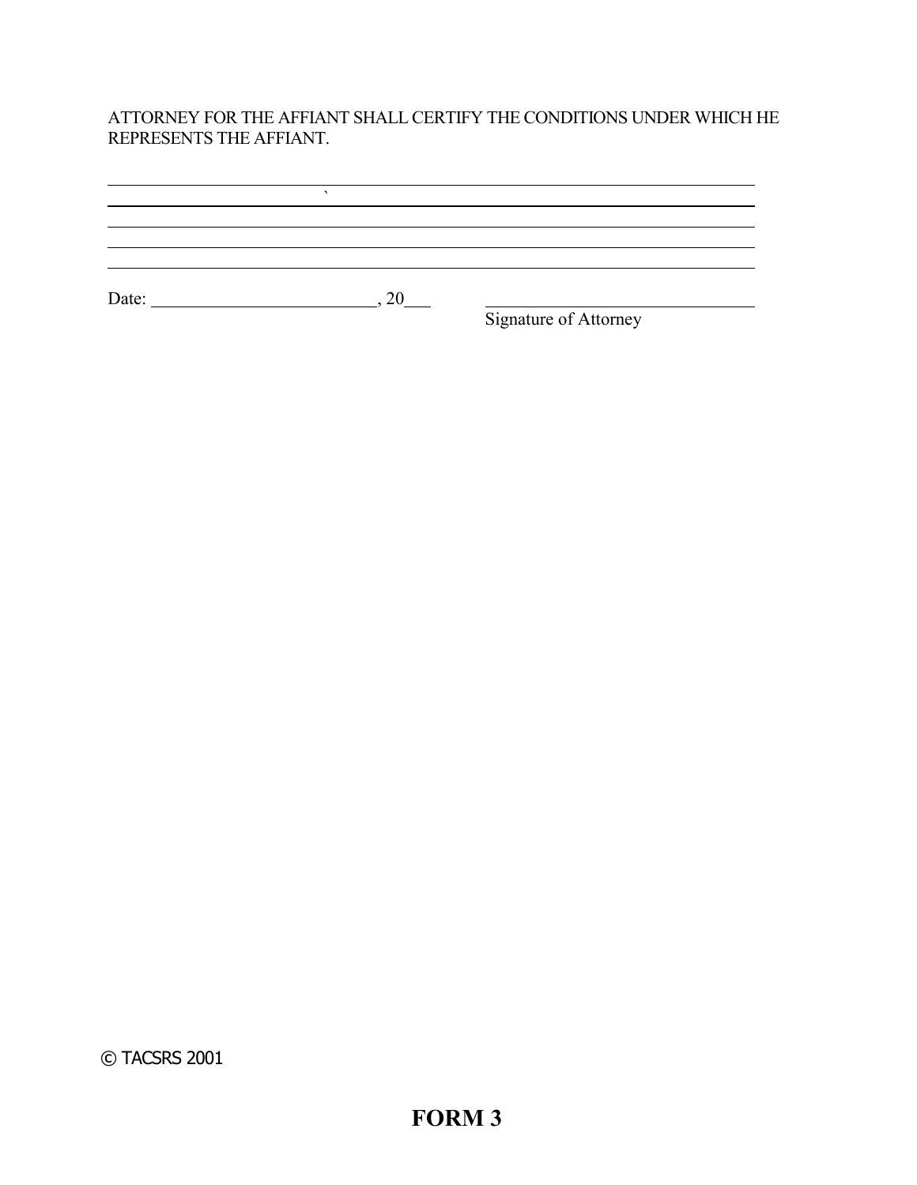ATTORNEY FOR THE AFFIANT SHALL CERTIFY THE CONDITIONS UNDER WHICH HE REPRESENTS THE AFFIANT.

______________________________________________________________________
______________________________________________________________________
______________________________________________________________________
______________________________________________________________________
______________________________________________________________________

Date: ___________________________, 20___ ________________________________
Signature of Attorney

© TACSRS 2001

**FORM 3**